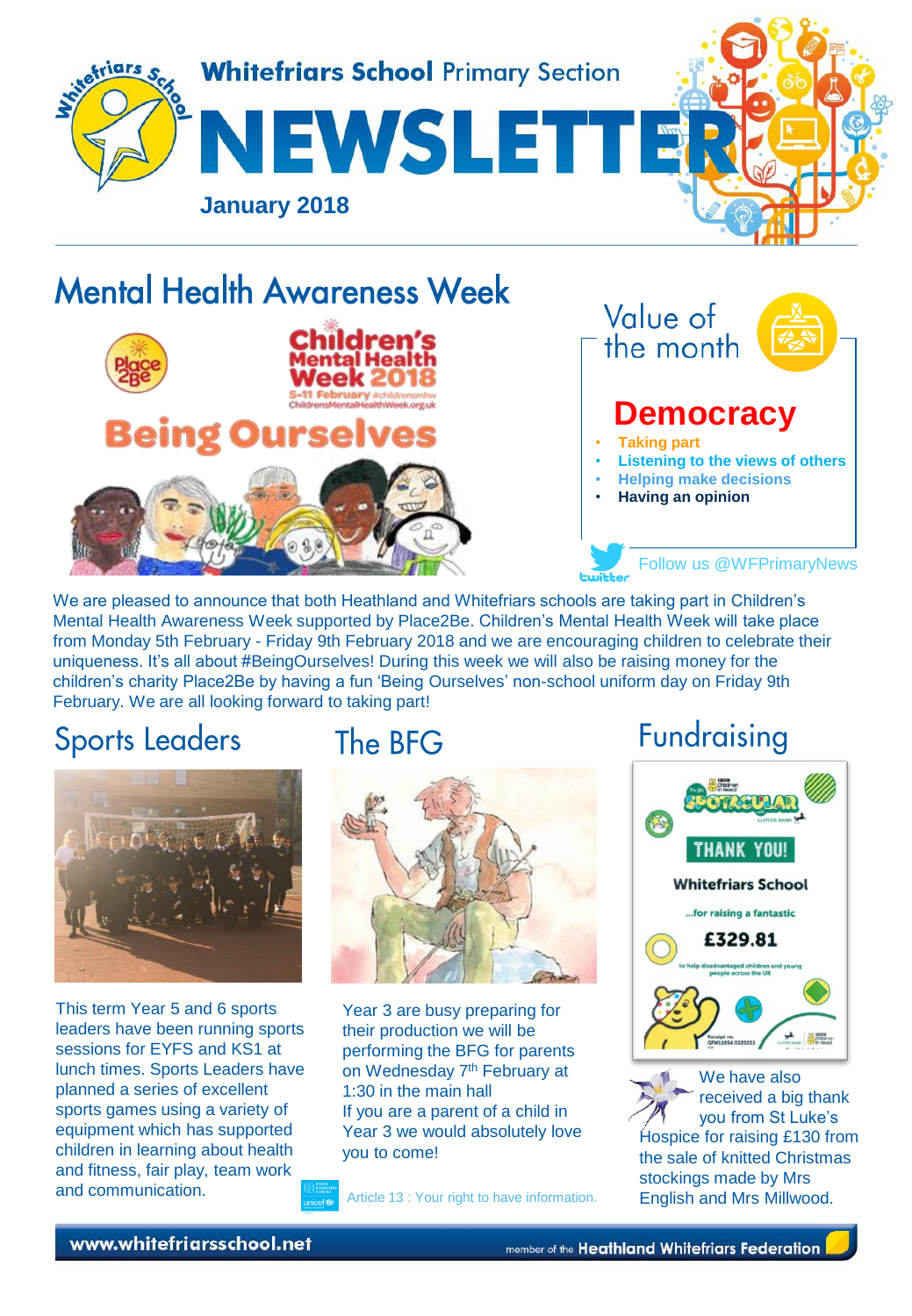Whitefriars School Primary Section

# NEWSLETTER

**January 2018**

## Mental Health Awareness Week

Children's Mental Health Week 2018

5-11 February #childrensmhw ChildrensMentalHealthWeek.org.uk

Being Ourselves

## Value of the month

### Democracy

- **Taking part**
- **Listening to the views of others**
- **Helping make decisions**
- **Having an opinion**

Follow us @WFPrimaryNews

We are pleased to announce that both Heathland and Whitefriars schools are taking part in Children's Mental Health Awareness Week supported by Place2Be. Children's Mental Health Week will take place from Monday 5th February - Friday 9th February 2018 and we are encouraging children to celebrate their uniqueness. It's all about #BeingOurselves! During this week we will also be raising money for the children's charity Place2Be by having a fun 'Being Ourselves' non-school uniform day on Friday 9th February. We are all looking forward to taking part!

## Sports Leaders

This term Year 5 and 6 sports leaders have been running sports sessions for EYFS and KS1 at lunch times. Sports Leaders have planned a series of excellent sports games using a variety of equipment which has supported children in learning about health and fitness, fair play, team work and communication.

## The BFG

Year 3 are busy preparing for their production we will be performing the BFG for parents on Wednesday 7th February at 1:30 in the main hall

If you are a parent of a child in Year 3 we would absolutely love you to come!

Article 13 : Your right to have information.

## Fundraising

THANK YOU! Whitefriars School ...for raising a fantastic £329.81 to help disadvantaged children and young people across the UK

We have also received a big thank you from St Luke's Hospice for raising £130 from the sale of knitted Christmas stockings made by Mrs English and Mrs Millwood.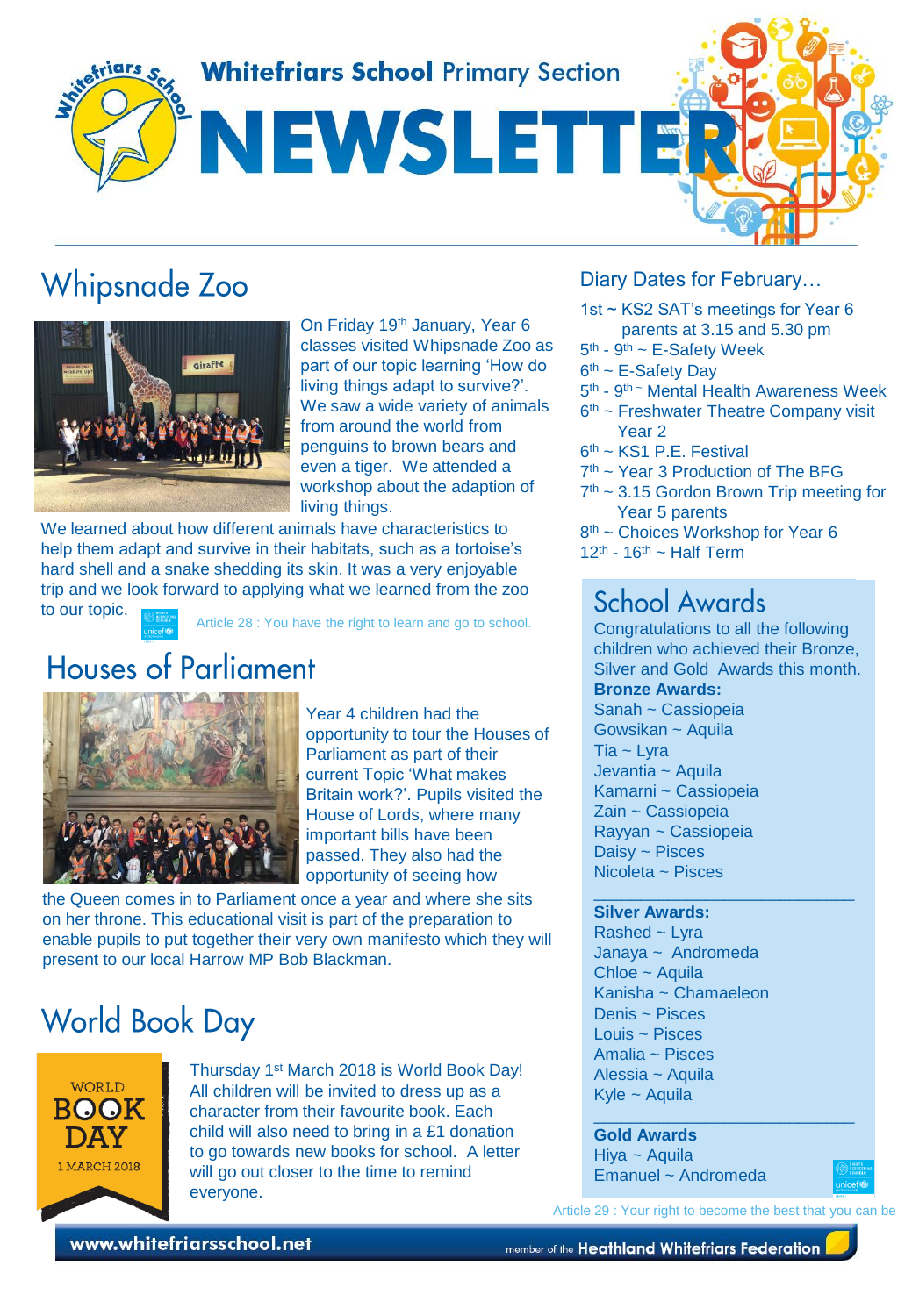# Whitefriars School Primary Section NEWSLETTER

## Whipsnade Zoo

On Friday 19th January, Year 6 classes visited Whipsnade Zoo as part of our topic learning 'How do living things adapt to survive?'. We saw a wide variety of animals from around the world from penguins to brown bears and even a tiger. We attended a workshop about the adaption of living things.

We learned about how different animals have characteristics to help them adapt and survive in their habitats, such as a tortoise's hard shell and a snake shedding its skin. It was a very enjoyable trip and we look forward to applying what we learned from the zoo to our topic.

Article 28 : You have the right to learn and go to school.

## Houses of Parliament

Year 4 children had the opportunity to tour the Houses of Parliament as part of their current Topic 'What makes Britain work?'. Pupils visited the House of Lords, where many important bills have been passed. They also had the opportunity of seeing how the Queen comes in to Parliament once a year and where she sits on her throne. This educational visit is part of the preparation to enable pupils to put together their very own manifesto which they will present to our local Harrow MP Bob Blackman.

## World Book Day

WORLD BOOK DAY 1 MARCH 2018

Thursday 1st March 2018 is World Book Day! All children will be invited to dress up as a character from their favourite book. Each child will also need to bring in a £1 donation to go towards new books for school. A letter will go out closer to the time to remind everyone.

## Diary Dates for February…

1st ~ KS2 SAT's meetings for Year 6 parents at 3.15 and 5.30 pm
5th - 9th ~ E-Safety Week
6th ~ E-Safety Day
5th - 9th ~ Mental Health Awareness Week
6th ~ Freshwater Theatre Company visit Year 2
6th ~ KS1 P.E. Festival
7th ~ Year 3 Production of The BFG
7th ~ 3.15 Gordon Brown Trip meeting for Year 5 parents
8th ~ Choices Workshop for Year 6
12th - 16th ~ Half Term

## School Awards

Congratulations to all the following children who achieved their Bronze, Silver and Gold Awards this month.

**Bronze Awards:**
Sanah ~ Cassiopeia
Gowsikan ~ Aquila
Tia ~ Lyra
Jevantia ~ Aquila
Kamarni ~ Cassiopeia
Zain ~ Cassiopeia
Rayyan ~ Cassiopeia
Daisy ~ Pisces
Nicoleta ~ Pisces

**Silver Awards:**
Rashed ~ Lyra
Janaya ~ Andromeda
Chloe ~ Aquila
Kanisha ~ Chamaeleon
Denis ~ Pisces
Louis ~ Pisces
Amalia ~ Pisces
Alessia ~ Aquila
Kyle ~ Aquila

**Gold Awards**
Hiya ~ Aquila
Emanuel ~ Andromeda

Article 29 : Your right to become the best that you can be

www.whitefriarsschool.net

member of the Heathland Whitefriars Federation